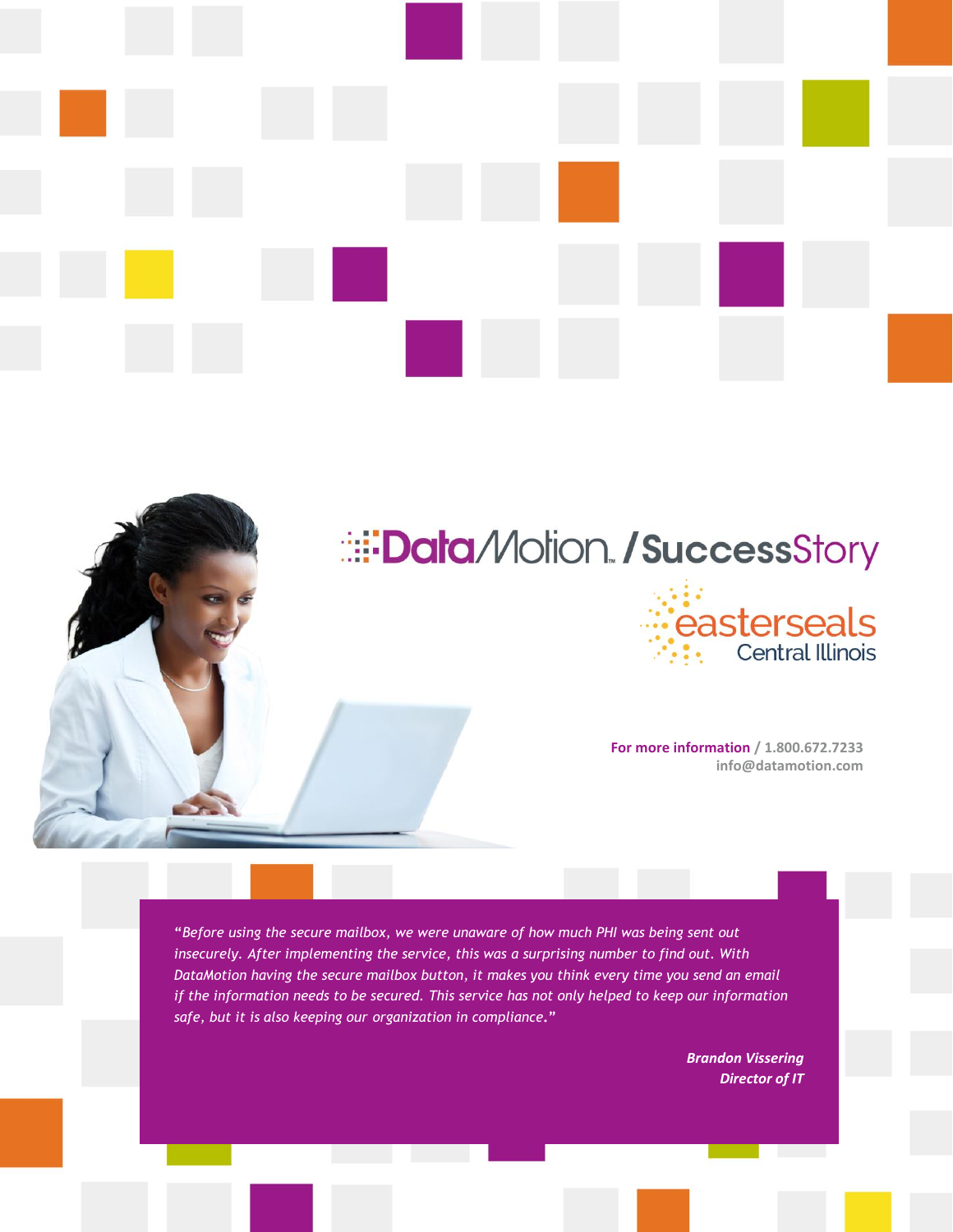# DataMotion / SuccessStory

## easterseals Central Illinois

**For more information** / 1.800.672.7233
info@datamotion.com

*"Before using the secure mailbox, we were unaware of how much PHI was being sent out insecurely. After implementing the service, this was a surprising number to find out. With DataMotion having the secure mailbox button, it makes you think every time you send an email if the information needs to be secured. This service has not only helped to keep our information safe, but it is also keeping our organization in compliance."*

***Brandon Vissering***
***Director of IT***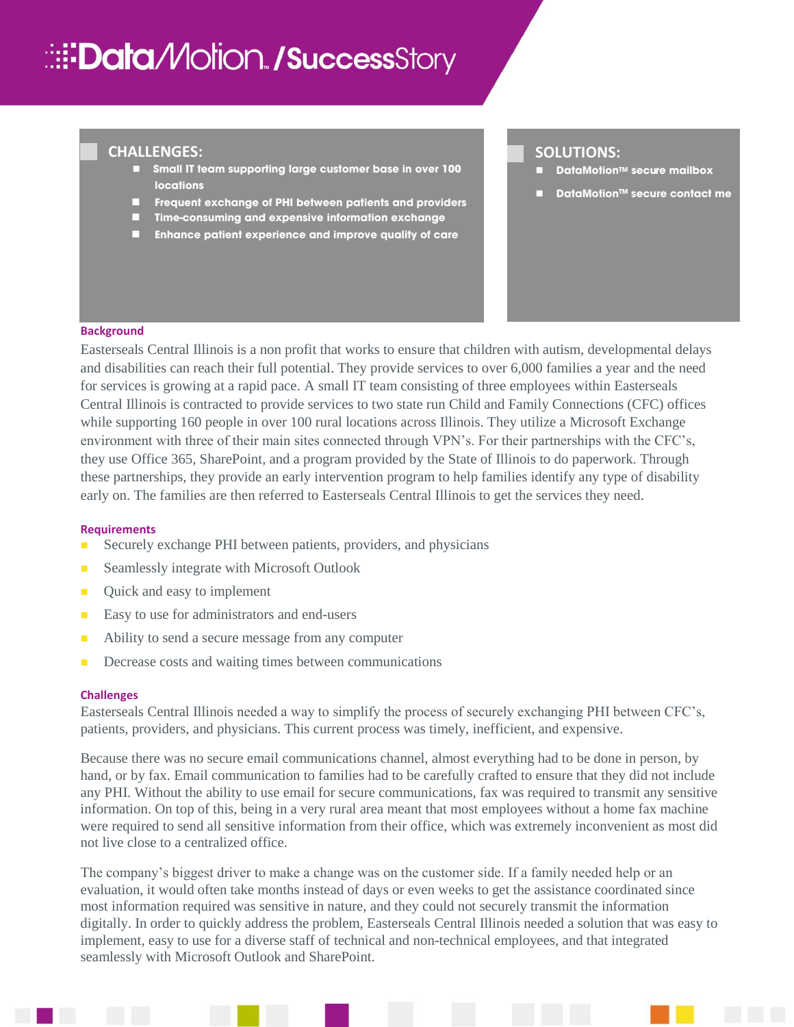**DataMotion. /SuccessStory**

## CHALLENGES:

- Small IT team supporting large customer base in over 100 locations
- Frequent exchange of PHI between patients and providers
- Time-consuming and expensive information exchange
- Enhance patient experience and improve quality of care

## SOLUTIONS:

- DataMotion™ secure mailbox
- DataMotion™ secure contact me

### Background

Easterseals Central Illinois is a non profit that works to ensure that children with autism, developmental delays and disabilities can reach their full potential. They provide services to over 6,000 families a year and the need for services is growing at a rapid pace. A small IT team consisting of three employees within Easterseals Central Illinois is contracted to provide services to two state run Child and Family Connections (CFC) offices while supporting 160 people in over 100 rural locations across Illinois. They utilize a Microsoft Exchange environment with three of their main sites connected through VPN's. For their partnerships with the CFC's, they use Office 365, SharePoint, and a program provided by the State of Illinois to do paperwork. Through these partnerships, they provide an early intervention program to help families identify any type of disability early on. The families are then referred to Easterseals Central Illinois to get the services they need.

### Requirements

- Securely exchange PHI between patients, providers, and physicians
- Seamlessly integrate with Microsoft Outlook
- Quick and easy to implement
- Easy to use for administrators and end-users
- Ability to send a secure message from any computer
- Decrease costs and waiting times between communications

### Challenges

Easterseals Central Illinois needed a way to simplify the process of securely exchanging PHI between CFC's, patients, providers, and physicians. This current process was timely, inefficient, and expensive.

Because there was no secure email communications channel, almost everything had to be done in person, by hand, or by fax. Email communication to families had to be carefully crafted to ensure that they did not include any PHI. Without the ability to use email for secure communications, fax was required to transmit any sensitive information. On top of this, being in a very rural area meant that most employees without a home fax machine were required to send all sensitive information from their office, which was extremely inconvenient as most did not live close to a centralized office.

The company's biggest driver to make a change was on the customer side. If a family needed help or an evaluation, it would often take months instead of days or even weeks to get the assistance coordinated since most information required was sensitive in nature, and they could not securely transmit the information digitally. In order to quickly address the problem, Easterseals Central Illinois needed a solution that was easy to implement, easy to use for a diverse staff of technical and non-technical employees, and that integrated seamlessly with Microsoft Outlook and SharePoint.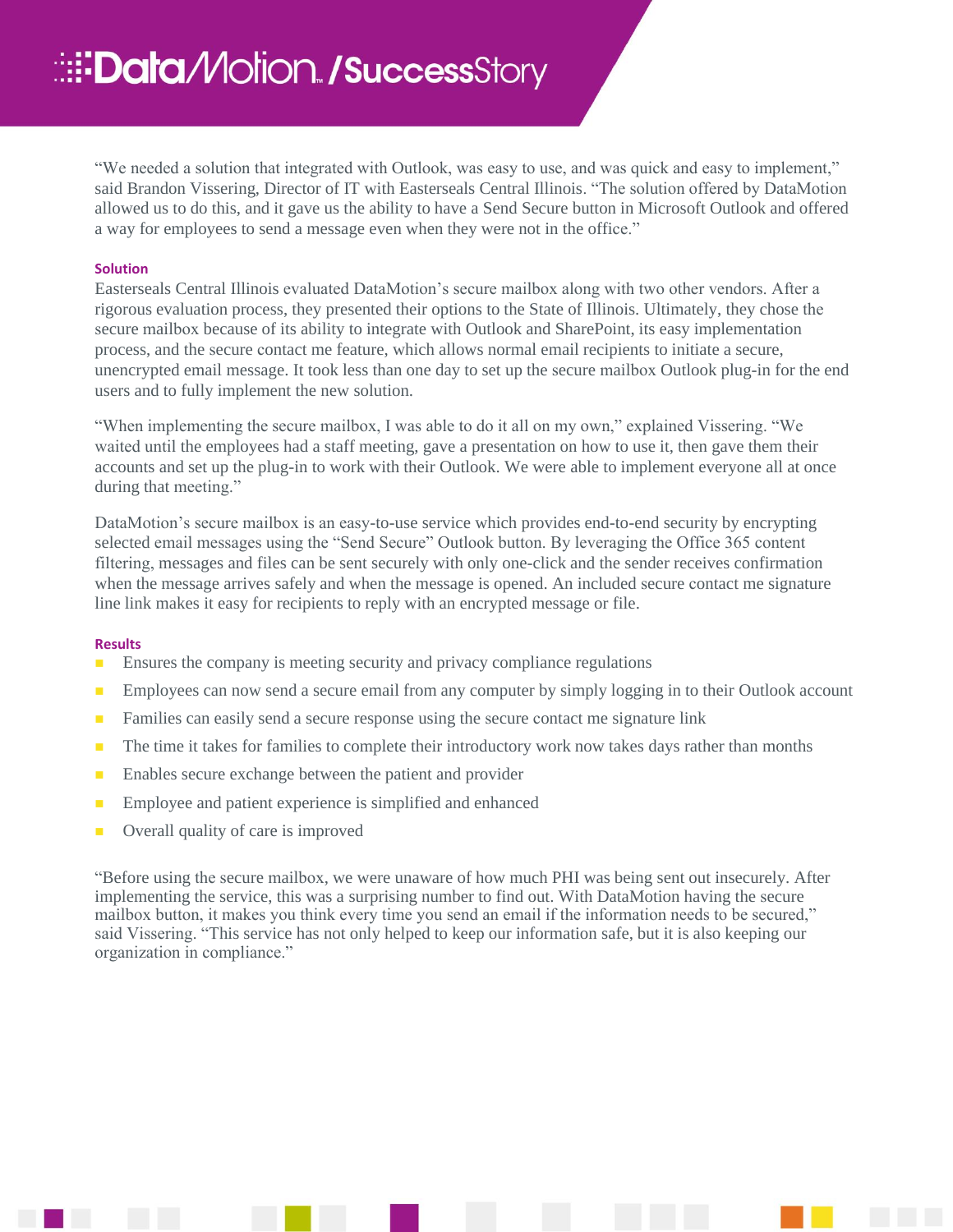"We needed a solution that integrated with Outlook, was easy to use, and was quick and easy to implement," said Brandon Vissering, Director of IT with Easterseals Central Illinois. "The solution offered by DataMotion allowed us to do this, and it gave us the ability to have a Send Secure button in Microsoft Outlook and offered a way for employees to send a message even when they were not in the office."

### Solution

Easterseals Central Illinois evaluated DataMotion's secure mailbox along with two other vendors. After a rigorous evaluation process, they presented their options to the State of Illinois. Ultimately, they chose the secure mailbox because of its ability to integrate with Outlook and SharePoint, its easy implementation process, and the secure contact me feature, which allows normal email recipients to initiate a secure, unencrypted email message. It took less than one day to set up the secure mailbox Outlook plug-in for the end users and to fully implement the new solution.

"When implementing the secure mailbox, I was able to do it all on my own," explained Vissering. "We waited until the employees had a staff meeting, gave a presentation on how to use it, then gave them their accounts and set up the plug-in to work with their Outlook. We were able to implement everyone all at once during that meeting."

DataMotion's secure mailbox is an easy-to-use service which provides end-to-end security by encrypting selected email messages using the "Send Secure" Outlook button. By leveraging the Office 365 content filtering, messages and files can be sent securely with only one-click and the sender receives confirmation when the message arrives safely and when the message is opened. An included secure contact me signature line link makes it easy for recipients to reply with an encrypted message or file.

### Results

- Ensures the company is meeting security and privacy compliance regulations
- Employees can now send a secure email from any computer by simply logging in to their Outlook account
- Families can easily send a secure response using the secure contact me signature link
- The time it takes for families to complete their introductory work now takes days rather than months
- Enables secure exchange between the patient and provider
- Employee and patient experience is simplified and enhanced
- Overall quality of care is improved

"Before using the secure mailbox, we were unaware of how much PHI was being sent out insecurely. After implementing the service, this was a surprising number to find out. With DataMotion having the secure mailbox button, it makes you think every time you send an email if the information needs to be secured," said Vissering. "This service has not only helped to keep our information safe, but it is also keeping our organization in compliance."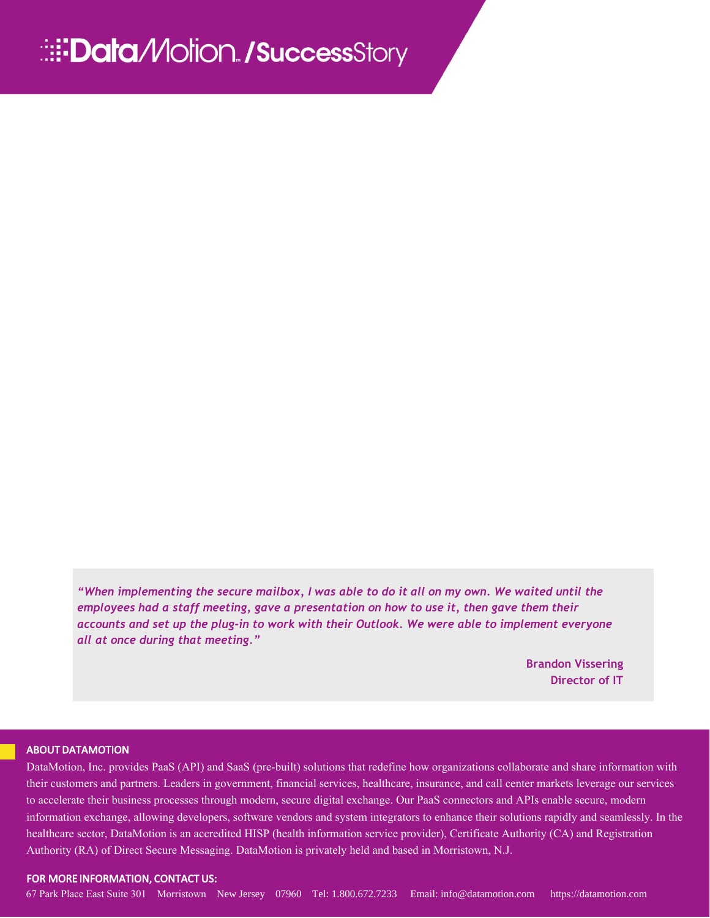*"When implementing the secure mailbox, I was able to do it all on my own. We waited until the employees had a staff meeting, gave a presentation on how to use it, then gave them their accounts and set up the plug-in to work with their Outlook. We were able to implement everyone all at once during that meeting."*

**Brandon Vissering**
**Director of IT**

## ABOUT DATAMOTION

DataMotion, Inc. provides PaaS (API) and SaaS (pre-built) solutions that redefine how organizations collaborate and share information with their customers and partners. Leaders in government, financial services, healthcare, insurance, and call center markets leverage our services to accelerate their business processes through modern, secure digital exchange. Our PaaS connectors and APIs enable secure, modern information exchange, allowing developers, software vendors and system integrators to enhance their solutions rapidly and seamlessly. In the healthcare sector, DataMotion is an accredited HISP (health information service provider), Certificate Authority (CA) and Registration Authority (RA) of Direct Secure Messaging. DataMotion is privately held and based in Morristown, N.J.

## FOR MORE INFORMATION, CONTACT US:

67 Park Place East Suite 301 Morristown New Jersey 07960 Tel: 1.800.672.7233 Email: info@datamotion.com https://datamotion.com